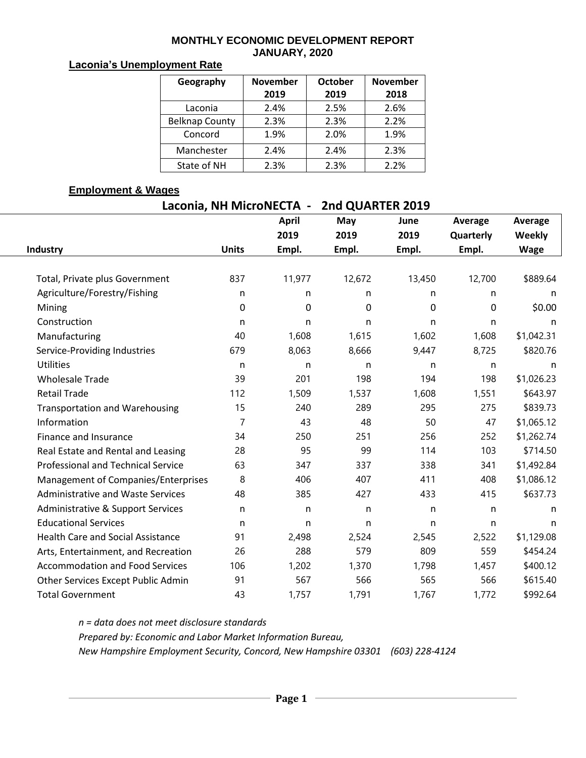# MONTHLY ECONOMIC DEVELOPMENT REPORT
## JANUARY, 2020

### Laconia's Unemployment Rate

| Geography | November 2019 | October 2019 | November 2018 |
|---|---|---|---|
| Laconia | 2.4% | 2.5% | 2.6% |
| Belknap County | 2.3% | 2.3% | 2.2% |
| Concord | 1.9% | 2.0% | 1.9% |
| Manchester | 2.4% | 2.4% | 2.3% |
| State of NH | 2.3% | 2.3% | 2.2% |

### Employment & Wages

**Laconia, NH MicroNECTA - 2nd QUARTER 2019**

| Industry | Units | April 2019 Empl. | May 2019 Empl. | June 2019 Empl. | Average Quarterly Empl. | Average Weekly Wage |
|---|---|---|---|---|---|---|
| Total, Private plus Government | 837 | 11,977 | 12,672 | 13,450 | 12,700 | $889.64 |
| Agriculture/Forestry/Fishing | n | n | n | n | n | n |
| Mining | 0 | 0 | 0 | 0 | 0 | $0.00 |
| Construction | n | n | n | n | n | n |
| Manufacturing | 40 | 1,608 | 1,615 | 1,602 | 1,608 | $1,042.31 |
| Service-Providing Industries | 679 | 8,063 | 8,666 | 9,447 | 8,725 | $820.76 |
| Utilities | n | n | n | n | n | n |
| Wholesale Trade | 39 | 201 | 198 | 194 | 198 | $1,026.23 |
| Retail Trade | 112 | 1,509 | 1,537 | 1,608 | 1,551 | $643.97 |
| Transportation and Warehousing | 15 | 240 | 289 | 295 | 275 | $839.73 |
| Information | 7 | 43 | 48 | 50 | 47 | $1,065.12 |
| Finance and Insurance | 34 | 250 | 251 | 256 | 252 | $1,262.74 |
| Real Estate and Rental and Leasing | 28 | 95 | 99 | 114 | 103 | $714.50 |
| Professional and Technical Service | 63 | 347 | 337 | 338 | 341 | $1,492.84 |
| Management of Companies/Enterprises | 8 | 406 | 407 | 411 | 408 | $1,086.12 |
| Administrative and Waste Services | 48 | 385 | 427 | 433 | 415 | $637.73 |
| Administrative & Support Services | n | n | n | n | n | n |
| Educational Services | n | n | n | n | n | n |
| Health Care and Social Assistance | 91 | 2,498 | 2,524 | 2,545 | 2,522 | $1,129.08 |
| Arts, Entertainment, and Recreation | 26 | 288 | 579 | 809 | 559 | $454.24 |
| Accommodation and Food Services | 106 | 1,202 | 1,370 | 1,798 | 1,457 | $400.12 |
| Other Services Except Public Admin | 91 | 567 | 566 | 565 | 566 | $615.40 |
| Total Government | 43 | 1,757 | 1,791 | 1,767 | 1,772 | $992.64 |

*n = data does not meet disclosure standards*

*Prepared by: Economic and Labor Market Information Bureau,*

*New Hampshire Employment Security, Concord, New Hampshire 03301 (603) 228-4124*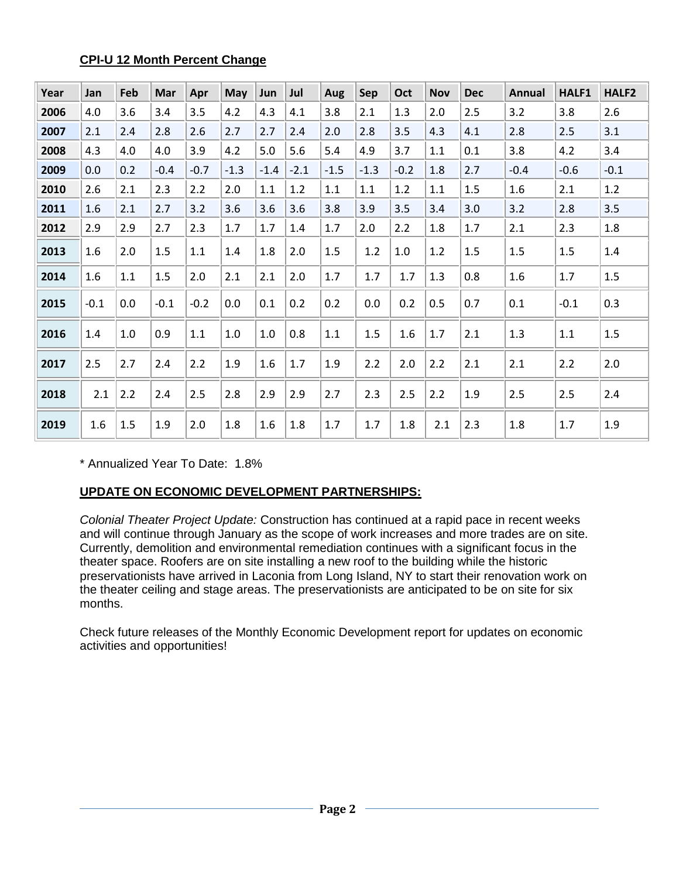**CPI-U 12 Month Percent Change**

| Year | Jan | Feb | Mar | Apr | May | Jun | Jul | Aug | Sep | Oct | Nov | Dec | Annual | HALF1 | HALF2 |
|---|---|---|---|---|---|---|---|---|---|---|---|---|---|---|---|
| 2006 | 4.0 | 3.6 | 3.4 | 3.5 | 4.2 | 4.3 | 4.1 | 3.8 | 2.1 | 1.3 | 2.0 | 2.5 | 3.2 | 3.8 | 2.6 |
| 2007 | 2.1 | 2.4 | 2.8 | 2.6 | 2.7 | 2.7 | 2.4 | 2.0 | 2.8 | 3.5 | 4.3 | 4.1 | 2.8 | 2.5 | 3.1 |
| 2008 | 4.3 | 4.0 | 4.0 | 3.9 | 4.2 | 5.0 | 5.6 | 5.4 | 4.9 | 3.7 | 1.1 | 0.1 | 3.8 | 4.2 | 3.4 |
| 2009 | 0.0 | 0.2 | -0.4 | -0.7 | -1.3 | -1.4 | -2.1 | -1.5 | -1.3 | -0.2 | 1.8 | 2.7 | -0.4 | -0.6 | -0.1 |
| 2010 | 2.6 | 2.1 | 2.3 | 2.2 | 2.0 | 1.1 | 1.2 | 1.1 | 1.1 | 1.2 | 1.1 | 1.5 | 1.6 | 2.1 | 1.2 |
| 2011 | 1.6 | 2.1 | 2.7 | 3.2 | 3.6 | 3.6 | 3.6 | 3.8 | 3.9 | 3.5 | 3.4 | 3.0 | 3.2 | 2.8 | 3.5 |
| 2012 | 2.9 | 2.9 | 2.7 | 2.3 | 1.7 | 1.7 | 1.4 | 1.7 | 2.0 | 2.2 | 1.8 | 1.7 | 2.1 | 2.3 | 1.8 |
| 2013 | 1.6 | 2.0 | 1.5 | 1.1 | 1.4 | 1.8 | 2.0 | 1.5 | 1.2 | 1.0 | 1.2 | 1.5 | 1.5 | 1.5 | 1.4 |
| 2014 | 1.6 | 1.1 | 1.5 | 2.0 | 2.1 | 2.1 | 2.0 | 1.7 | 1.7 | 1.7 | 1.3 | 0.8 | 1.6 | 1.7 | 1.5 |
| 2015 | -0.1 | 0.0 | -0.1 | -0.2 | 0.0 | 0.1 | 0.2 | 0.2 | 0.0 | 0.2 | 0.5 | 0.7 | 0.1 | -0.1 | 0.3 |
| 2016 | 1.4 | 1.0 | 0.9 | 1.1 | 1.0 | 1.0 | 0.8 | 1.1 | 1.5 | 1.6 | 1.7 | 2.1 | 1.3 | 1.1 | 1.5 |
| 2017 | 2.5 | 2.7 | 2.4 | 2.2 | 1.9 | 1.6 | 1.7 | 1.9 | 2.2 | 2.0 | 2.2 | 2.1 | 2.1 | 2.2 | 2.0 |
| 2018 | 2.1 | 2.2 | 2.4 | 2.5 | 2.8 | 2.9 | 2.9 | 2.7 | 2.3 | 2.5 | 2.2 | 1.9 | 2.5 | 2.5 | 2.4 |
| 2019 | 1.6 | 1.5 | 1.9 | 2.0 | 1.8 | 1.6 | 1.8 | 1.7 | 1.7 | 1.8 | 2.1 | 2.3 | 1.8 | 1.7 | 1.9 |

* Annualized Year To Date: 1.8%

**UPDATE ON ECONOMIC DEVELOPMENT PARTNERSHIPS:**

*Colonial Theater Project Update:* Construction has continued at a rapid pace in recent weeks and will continue through January as the scope of work increases and more trades are on site. Currently, demolition and environmental remediation continues with a significant focus in the theater space. Roofers are on site installing a new roof to the building while the historic preservationists have arrived in Laconia from Long Island, NY to start their renovation work on the theater ceiling and stage areas. The preservationists are anticipated to be on site for six months.

Check future releases of the Monthly Economic Development report for updates on economic activities and opportunities!